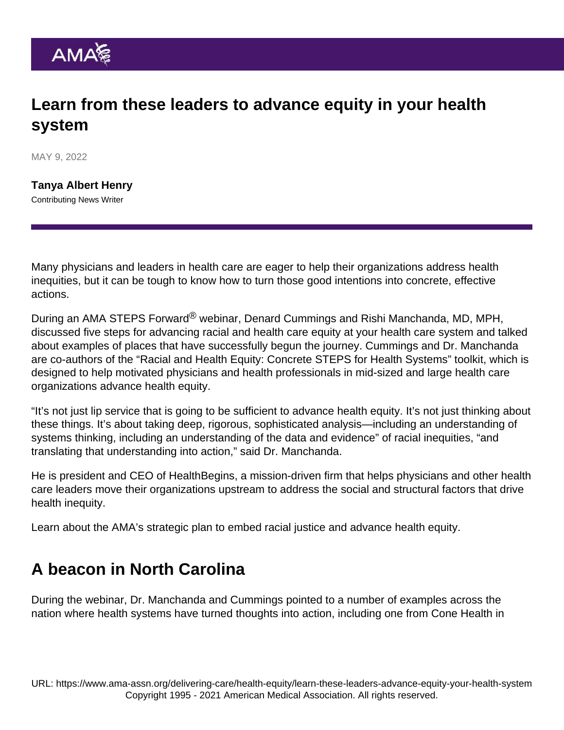# Learn from these leaders to advance equity in your health system

MAY 9, 2022

**Tanya Albert Henry**
Contributing News Writer

Many physicians and leaders in health care are eager to help their organizations address health inequities, but it can be tough to know how to turn those good intentions into concrete, effective actions.

During an AMA STEPS Forward® webinar, Denard Cummings and Rishi Manchanda, MD, MPH, discussed five steps for advancing racial and health care equity at your health care system and talked about examples of places that have successfully begun the journey. Cummings and Dr. Manchanda are co-authors of the "Racial and Health Equity: Concrete STEPS for Health Systems" toolkit, which is designed to help motivated physicians and health professionals in mid-sized and large health care organizations advance health equity.

"It's not just lip service that is going to be sufficient to advance health equity. It's not just thinking about these things. It's about taking deep, rigorous, sophisticated analysis—including an understanding of systems thinking, including an understanding of the data and evidence" of racial inequities, "and translating that understanding into action," said Dr. Manchanda.

He is president and CEO of HealthBegins, a mission-driven firm that helps physicians and other health care leaders move their organizations upstream to address the social and structural factors that drive health inequity.

Learn about the AMA's strategic plan to embed racial justice and advance health equity.

## A beacon in North Carolina

During the webinar, Dr. Manchanda and Cummings pointed to a number of examples across the nation where health systems have turned thoughts into action, including one from Cone Health in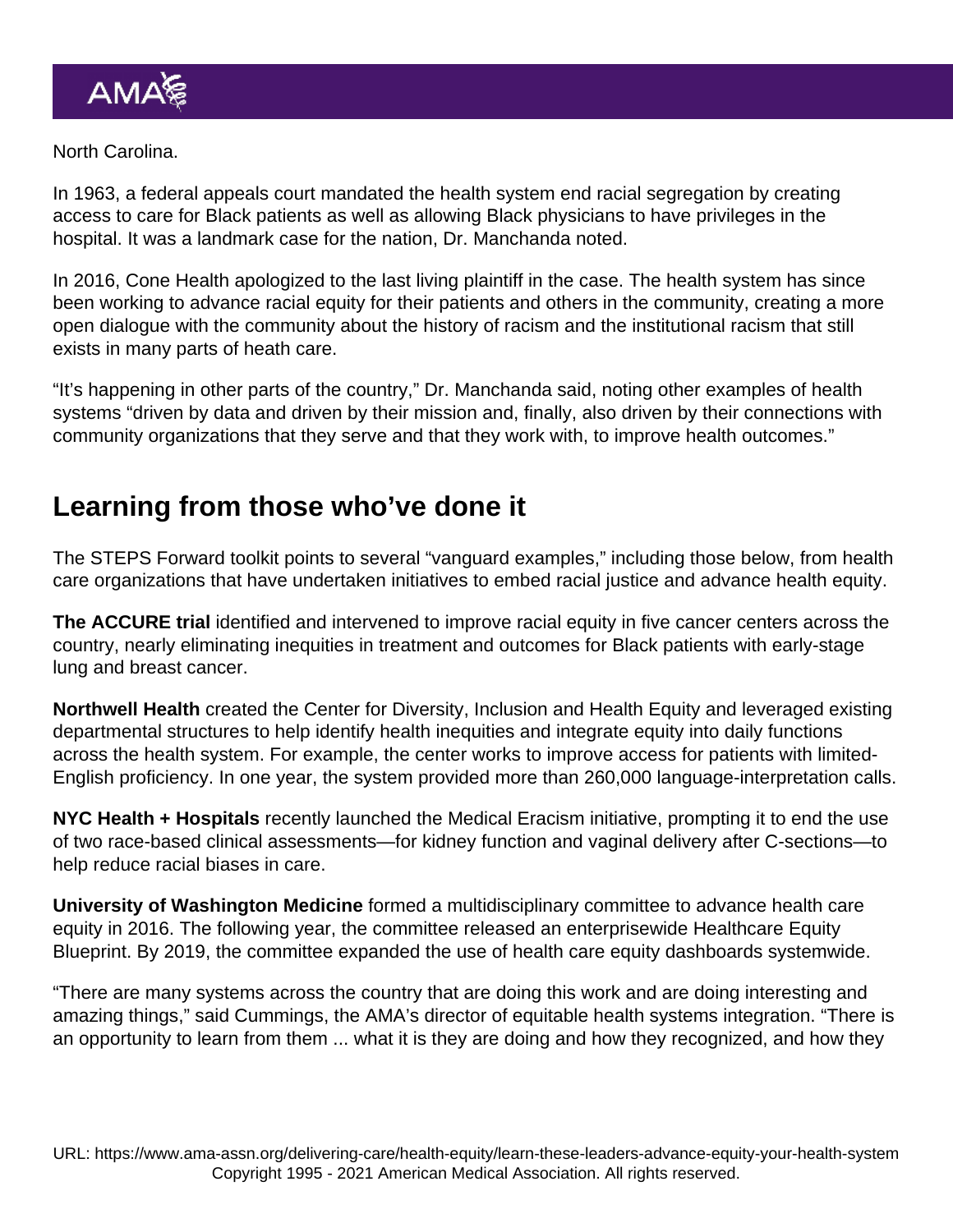North Carolina.

In 1963, a federal appeals court mandated the health system end racial segregation by creating access to care for Black patients as well as allowing Black physicians to have privileges in the hospital. It was a landmark case for the nation, Dr. Manchanda noted.

In 2016, Cone Health apologized to the last living plaintiff in the case. The health system has since been working to advance racial equity for their patients and others in the community, creating a more open dialogue with the community about the history of racism and the institutional racism that still exists in many parts of heath care.

"It's happening in other parts of the country," Dr. Manchanda said, noting other examples of health systems "driven by data and driven by their mission and, finally, also driven by their connections with community organizations that they serve and that they work with, to improve health outcomes."

## Learning from those who've done it

The STEPS Forward toolkit points to several "vanguard examples," including those below, from health care organizations that have undertaken initiatives to embed racial justice and advance health equity.

**The ACCURE trial** identified and intervened to improve racial equity in five cancer centers across the country, nearly eliminating inequities in treatment and outcomes for Black patients with early-stage lung and breast cancer.

**Northwell Health** created the Center for Diversity, Inclusion and Health Equity and leveraged existing departmental structures to help identify health inequities and integrate equity into daily functions across the health system. For example, the center works to improve access for patients with limited-English proficiency. In one year, the system provided more than 260,000 language-interpretation calls.

**NYC Health + Hospitals** recently launched the Medical Eracism initiative, prompting it to end the use of two race-based clinical assessments—for kidney function and vaginal delivery after C-sections—to help reduce racial biases in care.

**University of Washington Medicine** formed a multidisciplinary committee to advance health care equity in 2016. The following year, the committee released an enterprisewide Healthcare Equity Blueprint. By 2019, the committee expanded the use of health care equity dashboards systemwide.

"There are many systems across the country that are doing this work and are doing interesting and amazing things," said Cummings, the AMA's director of equitable health systems integration. "There is an opportunity to learn from them ... what it is they are doing and how they recognized, and how they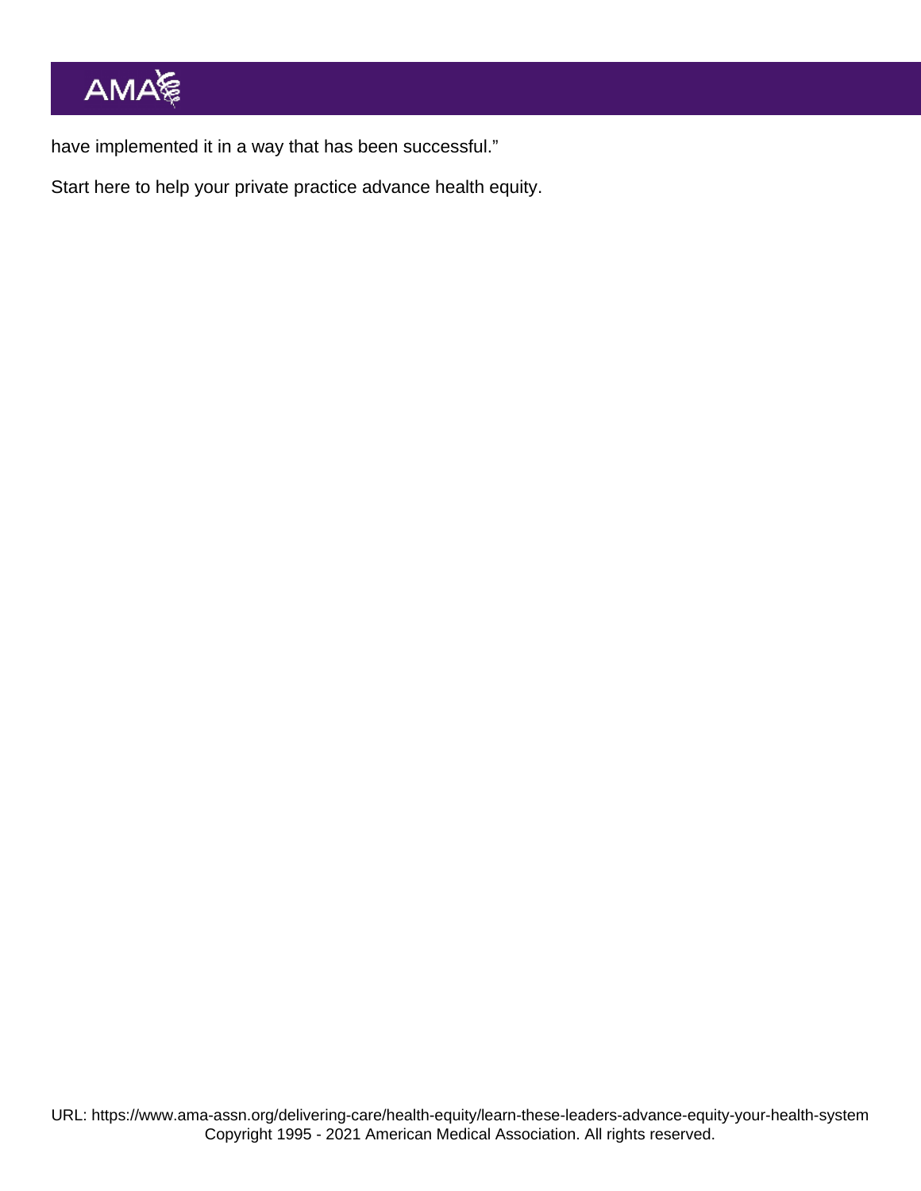have implemented it in a way that has been successful."

Start here to help your private practice advance health equity.